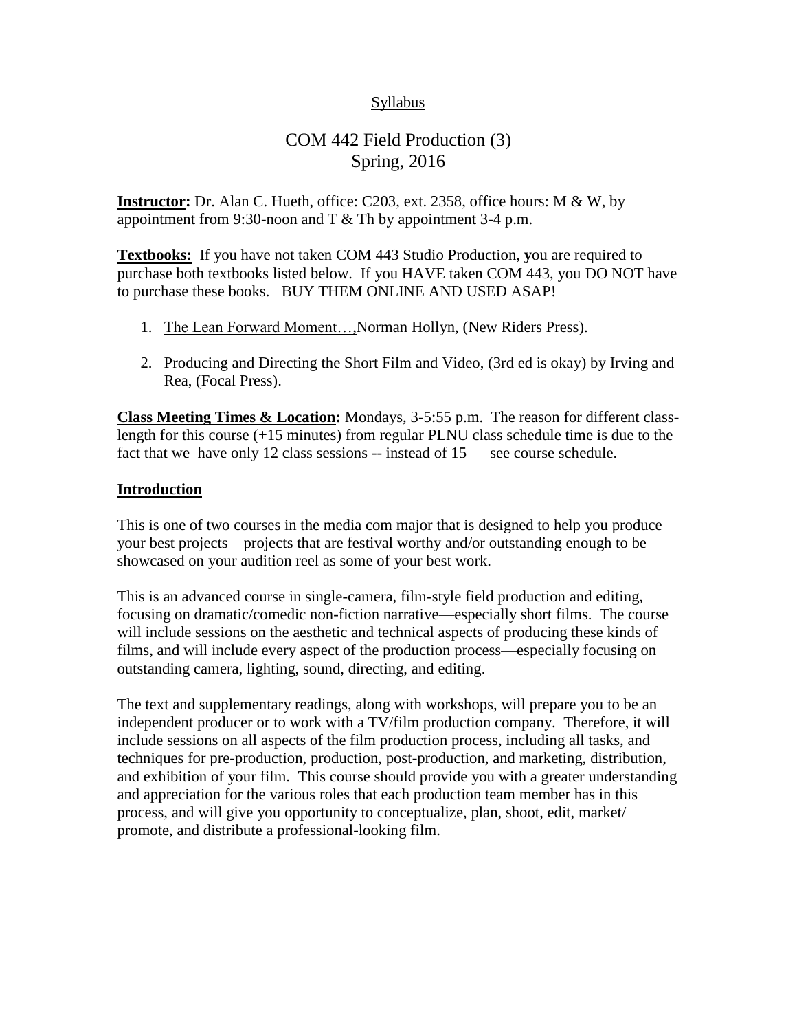Syllabus

# COM 442 Field Production (3)
## Spring, 2016

**Instructor:** Dr. Alan C. Hueth, office: C203, ext. 2358, office hours: M & W, by appointment from 9:30-noon and T & Th by appointment 3-4 p.m.

**Textbooks:** If you have not taken COM 443 Studio Production, **y**ou are required to purchase both textbooks listed below. If you HAVE taken COM 443, you DO NOT have to purchase these books. BUY THEM ONLINE AND USED ASAP!

1. The Lean Forward Moment…, Norman Hollyn, (New Riders Press).
2. Producing and Directing the Short Film and Video, (3rd ed is okay) by Irving and Rea, (Focal Press).

**Class Meeting Times & Location:** Mondays, 3-5:55 p.m. The reason for different class-length for this course (+15 minutes) from regular PLNU class schedule time is due to the fact that we have only 12 class sessions -- instead of 15 — see course schedule.

## Introduction

This is one of two courses in the media com major that is designed to help you produce your best projects—projects that are festival worthy and/or outstanding enough to be showcased on your audition reel as some of your best work.

This is an advanced course in single-camera, film-style field production and editing, focusing on dramatic/comedic non-fiction narrative—especially short films. The course will include sessions on the aesthetic and technical aspects of producing these kinds of films, and will include every aspect of the production process—especially focusing on outstanding camera, lighting, sound, directing, and editing.

The text and supplementary readings, along with workshops, will prepare you to be an independent producer or to work with a TV/film production company. Therefore, it will include sessions on all aspects of the film production process, including all tasks, and techniques for pre-production, production, post-production, and marketing, distribution, and exhibition of your film. This course should provide you with a greater understanding and appreciation for the various roles that each production team member has in this process, and will give you opportunity to conceptualize, plan, shoot, edit, market/ promote, and distribute a professional-looking film.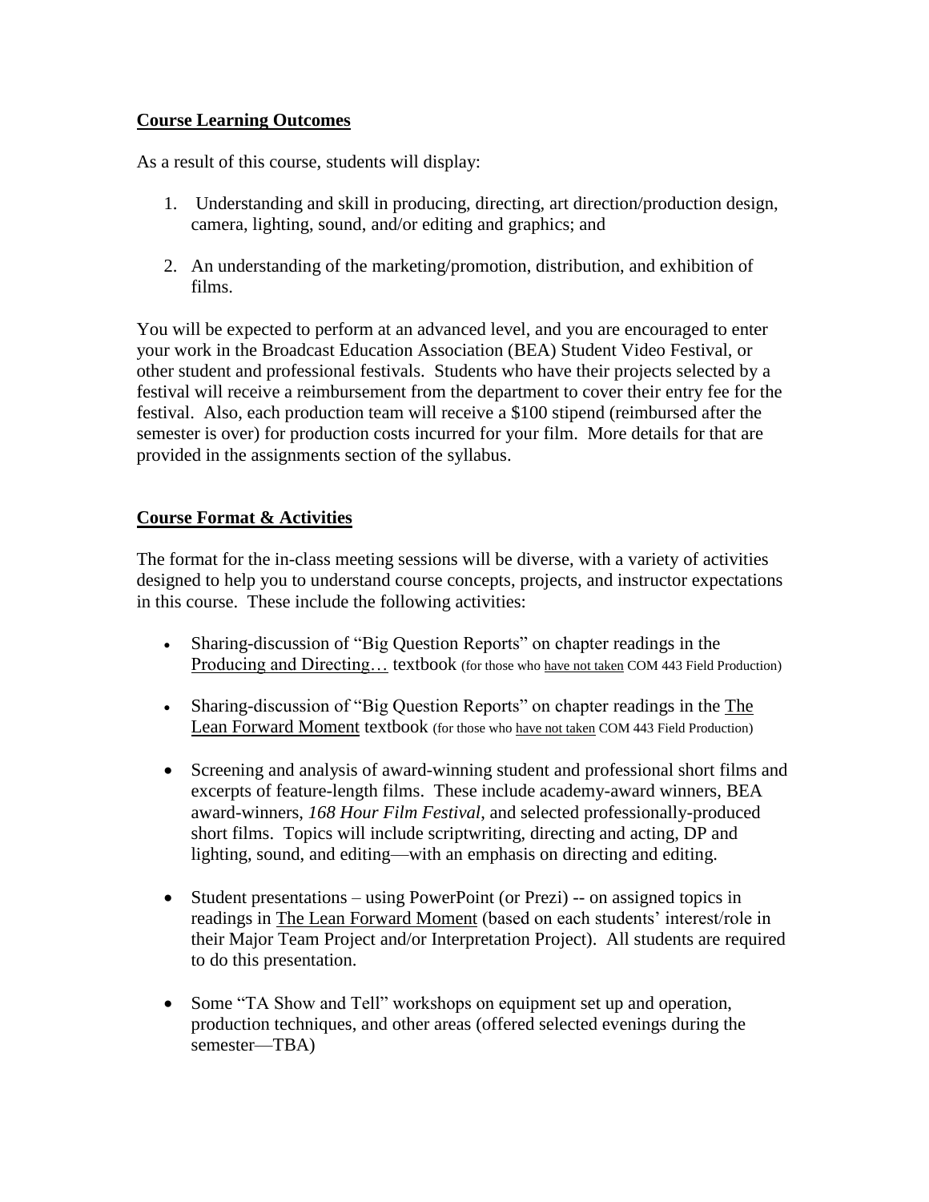**Course Learning Outcomes**

As a result of this course, students will display:

1. Understanding and skill in producing, directing, art direction/production design, camera, lighting, sound, and/or editing and graphics; and
2. An understanding of the marketing/promotion, distribution, and exhibition of films.

You will be expected to perform at an advanced level, and you are encouraged to enter your work in the Broadcast Education Association (BEA) Student Video Festival, or other student and professional festivals. Students who have their projects selected by a festival will receive a reimbursement from the department to cover their entry fee for the festival. Also, each production team will receive a $100 stipend (reimbursed after the semester is over) for production costs incurred for your film. More details for that are provided in the assignments section of the syllabus.

**Course Format & Activities**

The format for the in-class meeting sessions will be diverse, with a variety of activities designed to help you to understand course concepts, projects, and instructor expectations in this course. These include the following activities:

- Sharing-discussion of "Big Question Reports" on chapter readings in the Producing and Directing… textbook (for those who have not taken COM 443 Field Production)
- Sharing-discussion of "Big Question Reports" on chapter readings in the The Lean Forward Moment textbook (for those who have not taken COM 443 Field Production)
- Screening and analysis of award-winning student and professional short films and excerpts of feature-length films. These include academy-award winners, BEA award-winners, *168 Hour Film Festival*, and selected professionally-produced short films. Topics will include scriptwriting, directing and acting, DP and lighting, sound, and editing—with an emphasis on directing and editing.
- Student presentations – using PowerPoint (or Prezi) -- on assigned topics in readings in The Lean Forward Moment (based on each students' interest/role in their Major Team Project and/or Interpretation Project). All students are required to do this presentation.
- Some "TA Show and Tell" workshops on equipment set up and operation, production techniques, and other areas (offered selected evenings during the semester—TBA)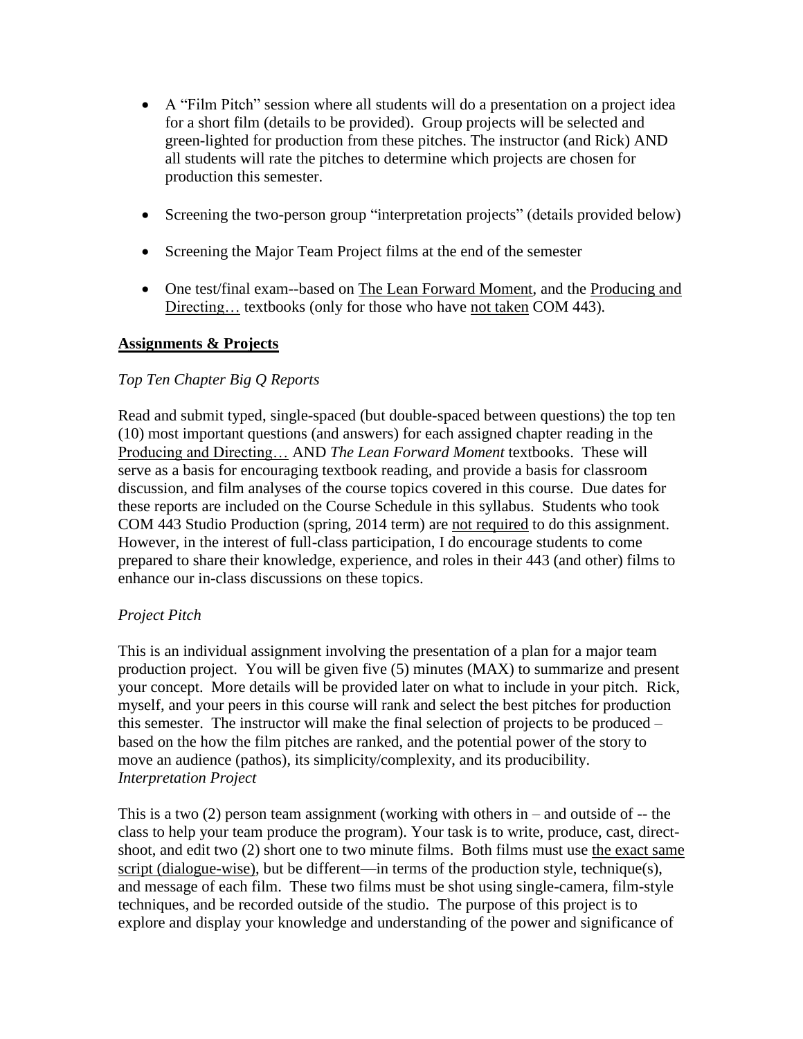- A "Film Pitch" session where all students will do a presentation on a project idea for a short film (details to be provided). Group projects will be selected and green-lighted for production from these pitches. The instructor (and Rick) AND all students will rate the pitches to determine which projects are chosen for production this semester.

- Screening the two-person group "interpretation projects" (details provided below)

- Screening the Major Team Project films at the end of the semester

- One test/final exam--based on The Lean Forward Moment, and the Producing and Directing… textbooks (only for those who have not taken COM 443).

## Assignments & Projects

*Top Ten Chapter Big Q Reports*

Read and submit typed, single-spaced (but double-spaced between questions) the top ten (10) most important questions (and answers) for each assigned chapter reading in the Producing and Directing… AND *The Lean Forward Moment* textbooks. These will serve as a basis for encouraging textbook reading, and provide a basis for classroom discussion, and film analyses of the course topics covered in this course. Due dates for these reports are included on the Course Schedule in this syllabus. Students who took COM 443 Studio Production (spring, 2014 term) are not required to do this assignment. However, in the interest of full-class participation, I do encourage students to come prepared to share their knowledge, experience, and roles in their 443 (and other) films to enhance our in-class discussions on these topics.

*Project Pitch*

This is an individual assignment involving the presentation of a plan for a major team production project. You will be given five (5) minutes (MAX) to summarize and present your concept. More details will be provided later on what to include in your pitch. Rick, myself, and your peers in this course will rank and select the best pitches for production this semester. The instructor will make the final selection of projects to be produced – based on the how the film pitches are ranked, and the potential power of the story to move an audience (pathos), its simplicity/complexity, and its producibility.

*Interpretation Project*

This is a two (2) person team assignment (working with others in – and outside of -- the class to help your team produce the program). Your task is to write, produce, cast, direct-shoot, and edit two (2) short one to two minute films. Both films must use the exact same script (dialogue-wise), but be different—in terms of the production style, technique(s), and message of each film. These two films must be shot using single-camera, film-style techniques, and be recorded outside of the studio. The purpose of this project is to explore and display your knowledge and understanding of the power and significance of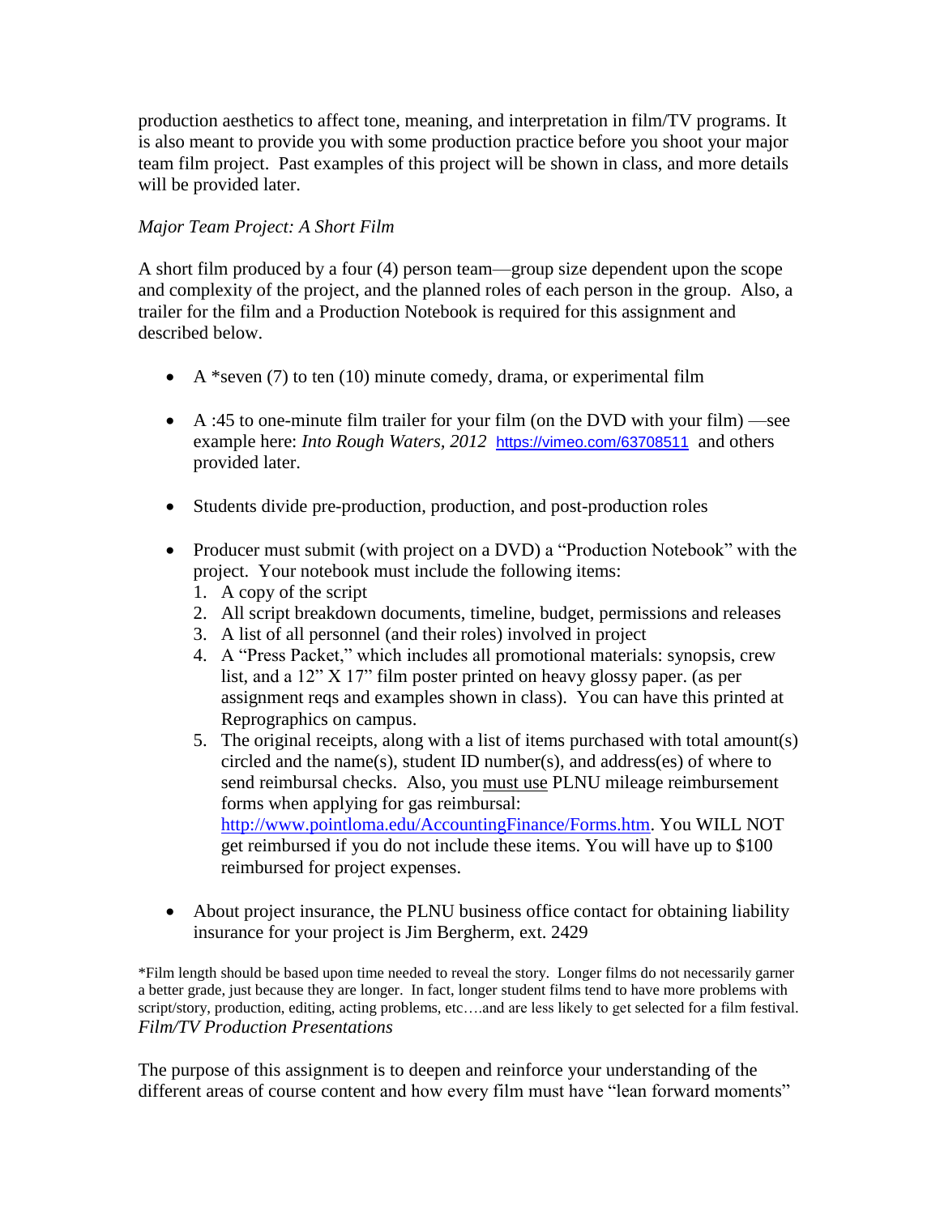production aesthetics to affect tone, meaning, and interpretation in film/TV programs. It is also meant to provide you with some production practice before you shoot your major team film project. Past examples of this project will be shown in class, and more details will be provided later.

*Major Team Project: A Short Film*

A short film produced by a four (4) person team—group size dependent upon the scope and complexity of the project, and the planned roles of each person in the group. Also, a trailer for the film and a Production Notebook is required for this assignment and described below.

- A *seven (7) to ten (10) minute comedy, drama, or experimental film
- A :45 to one-minute film trailer for your film (on the DVD with your film) —see example here: *Into Rough Waters, 2012* https://vimeo.com/63708511 and others provided later.
- Students divide pre-production, production, and post-production roles
- Producer must submit (with project on a DVD) a "Production Notebook" with the project. Your notebook must include the following items:
  1. A copy of the script
  2. All script breakdown documents, timeline, budget, permissions and releases
  3. A list of all personnel (and their roles) involved in project
  4. A "Press Packet," which includes all promotional materials: synopsis, crew list, and a 12" X 17" film poster printed on heavy glossy paper. (as per assignment reqs and examples shown in class). You can have this printed at Reprographics on campus.
  5. The original receipts, along with a list of items purchased with total amount(s) circled and the name(s), student ID number(s), and address(es) of where to send reimbursal checks. Also, you <u>must use</u> PLNU mileage reimbursement forms when applying for gas reimbursal: http://www.pointloma.edu/AccountingFinance/Forms.htm. You WILL NOT get reimbursed if you do not include these items. You will have up to $100 reimbursed for project expenses.
- About project insurance, the PLNU business office contact for obtaining liability insurance for your project is Jim Bergherm, ext. 2429

*Film length should be based upon time needed to reveal the story. Longer films do not necessarily garner a better grade, just because they are longer. In fact, longer student films tend to have more problems with script/story, production, editing, acting problems, etc….and are less likely to get selected for a film festival.

*Film/TV Production Presentations*

The purpose of this assignment is to deepen and reinforce your understanding of the different areas of course content and how every film must have "lean forward moments"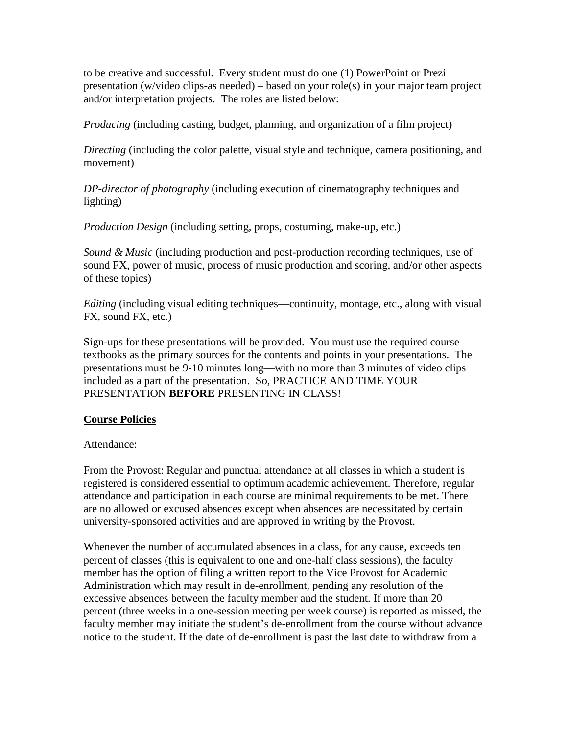to be creative and successful. Every student must do one (1) PowerPoint or Prezi presentation (w/video clips-as needed) – based on your role(s) in your major team project and/or interpretation projects. The roles are listed below:

*Producing* (including casting, budget, planning, and organization of a film project)

*Directing* (including the color palette, visual style and technique, camera positioning, and movement)

*DP-director of photography* (including execution of cinematography techniques and lighting)

*Production Design* (including setting, props, costuming, make-up, etc.)

*Sound & Music* (including production and post-production recording techniques, use of sound FX, power of music, process of music production and scoring, and/or other aspects of these topics)

*Editing* (including visual editing techniques—continuity, montage, etc., along with visual FX, sound FX, etc.)

Sign-ups for these presentations will be provided. You must use the required course textbooks as the primary sources for the contents and points in your presentations. The presentations must be 9-10 minutes long—with no more than 3 minutes of video clips included as a part of the presentation. So, PRACTICE AND TIME YOUR PRESENTATION **BEFORE** PRESENTING IN CLASS!

## Course Policies

Attendance:

From the Provost: Regular and punctual attendance at all classes in which a student is registered is considered essential to optimum academic achievement. Therefore, regular attendance and participation in each course are minimal requirements to be met. There are no allowed or excused absences except when absences are necessitated by certain university-sponsored activities and are approved in writing by the Provost.

Whenever the number of accumulated absences in a class, for any cause, exceeds ten percent of classes (this is equivalent to one and one-half class sessions), the faculty member has the option of filing a written report to the Vice Provost for Academic Administration which may result in de-enrollment, pending any resolution of the excessive absences between the faculty member and the student. If more than 20 percent (three weeks in a one-session meeting per week course) is reported as missed, the faculty member may initiate the student's de-enrollment from the course without advance notice to the student. If the date of de-enrollment is past the last date to withdraw from a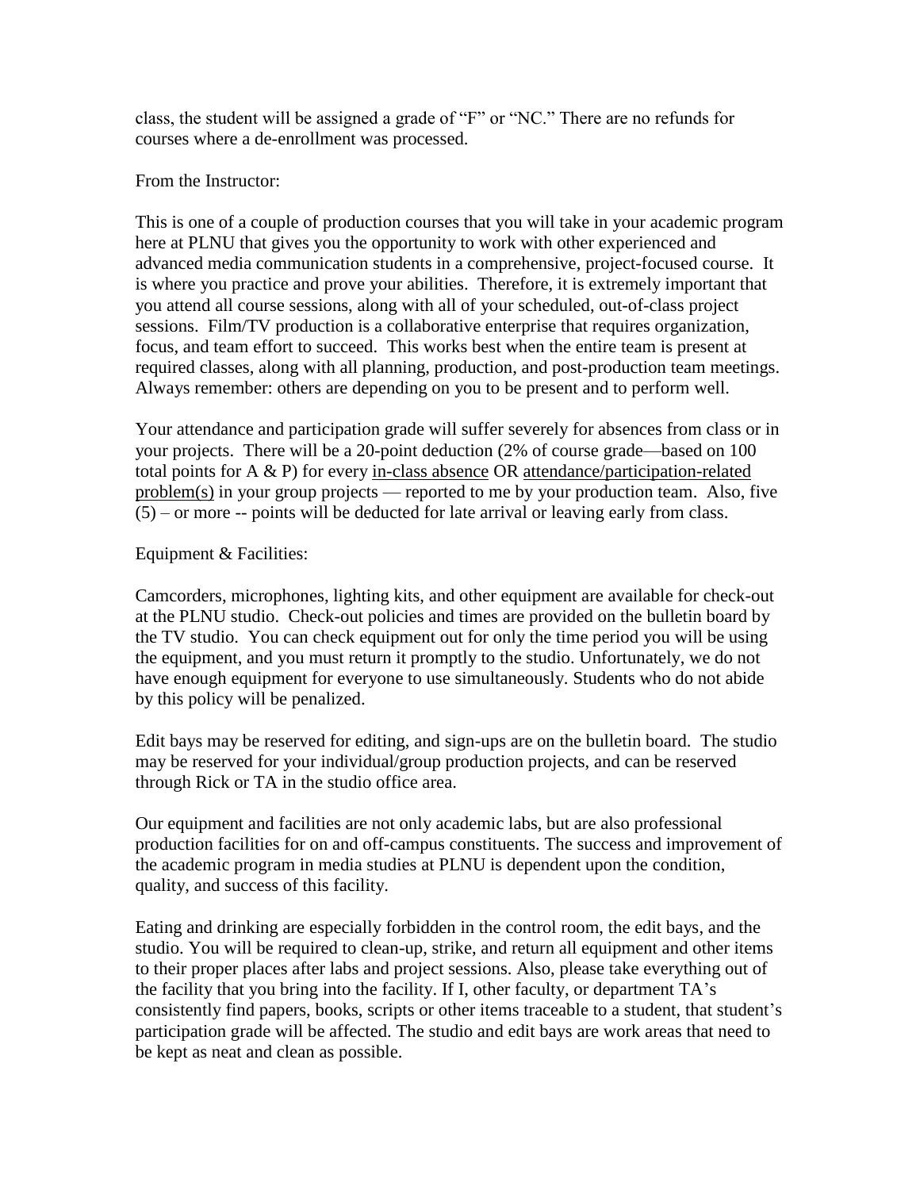class, the student will be assigned a grade of "F" or "NC." There are no refunds for courses where a de-enrollment was processed.

From the Instructor:

This is one of a couple of production courses that you will take in your academic program here at PLNU that gives you the opportunity to work with other experienced and advanced media communication students in a comprehensive, project-focused course. It is where you practice and prove your abilities. Therefore, it is extremely important that you attend all course sessions, along with all of your scheduled, out-of-class project sessions. Film/TV production is a collaborative enterprise that requires organization, focus, and team effort to succeed. This works best when the entire team is present at required classes, along with all planning, production, and post-production team meetings. Always remember: others are depending on you to be present and to perform well.

Your attendance and participation grade will suffer severely for absences from class or in your projects. There will be a 20-point deduction (2% of course grade—based on 100 total points for A & P) for every <u>in-class absence</u> OR <u>attendance/participation-related problem(s)</u> in your group projects — reported to me by your production team. Also, five (5) – or more -- points will be deducted for late arrival or leaving early from class.

Equipment & Facilities:

Camcorders, microphones, lighting kits, and other equipment are available for check-out at the PLNU studio. Check-out policies and times are provided on the bulletin board by the TV studio. You can check equipment out for only the time period you will be using the equipment, and you must return it promptly to the studio. Unfortunately, we do not have enough equipment for everyone to use simultaneously. Students who do not abide by this policy will be penalized.

Edit bays may be reserved for editing, and sign-ups are on the bulletin board. The studio may be reserved for your individual/group production projects, and can be reserved through Rick or TA in the studio office area.

Our equipment and facilities are not only academic labs, but are also professional production facilities for on and off-campus constituents. The success and improvement of the academic program in media studies at PLNU is dependent upon the condition, quality, and success of this facility.

Eating and drinking are especially forbidden in the control room, the edit bays, and the studio. You will be required to clean-up, strike, and return all equipment and other items to their proper places after labs and project sessions. Also, please take everything out of the facility that you bring into the facility. If I, other faculty, or department TA's consistently find papers, books, scripts or other items traceable to a student, that student's participation grade will be affected. The studio and edit bays are work areas that need to be kept as neat and clean as possible.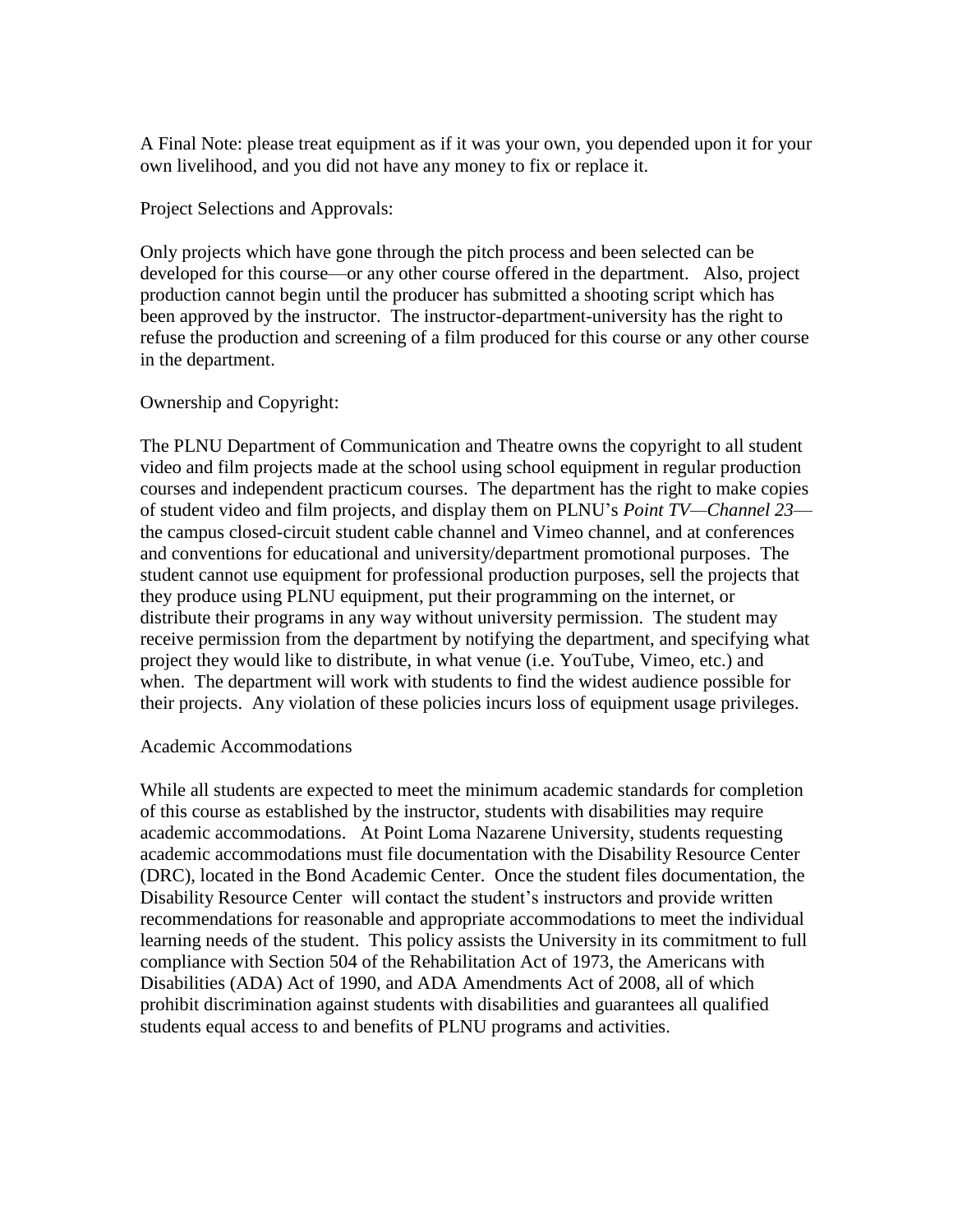A Final Note: please treat equipment as if it was your own, you depended upon it for your own livelihood, and you did not have any money to fix or replace it.

Project Selections and Approvals:

Only projects which have gone through the pitch process and been selected can be developed for this course—or any other course offered in the department. Also, project production cannot begin until the producer has submitted a shooting script which has been approved by the instructor. The instructor-department-university has the right to refuse the production and screening of a film produced for this course or any other course in the department.

Ownership and Copyright:

The PLNU Department of Communication and Theatre owns the copyright to all student video and film projects made at the school using school equipment in regular production courses and independent practicum courses. The department has the right to make copies of student video and film projects, and display them on PLNU's *Point TV—Channel 23*—the campus closed-circuit student cable channel and Vimeo channel, and at conferences and conventions for educational and university/department promotional purposes. The student cannot use equipment for professional production purposes, sell the projects that they produce using PLNU equipment, put their programming on the internet, or distribute their programs in any way without university permission. The student may receive permission from the department by notifying the department, and specifying what project they would like to distribute, in what venue (i.e. YouTube, Vimeo, etc.) and when. The department will work with students to find the widest audience possible for their projects. Any violation of these policies incurs loss of equipment usage privileges.

Academic Accommodations

While all students are expected to meet the minimum academic standards for completion of this course as established by the instructor, students with disabilities may require academic accommodations. At Point Loma Nazarene University, students requesting academic accommodations must file documentation with the Disability Resource Center (DRC), located in the Bond Academic Center. Once the student files documentation, the Disability Resource Center will contact the student's instructors and provide written recommendations for reasonable and appropriate accommodations to meet the individual learning needs of the student. This policy assists the University in its commitment to full compliance with Section 504 of the Rehabilitation Act of 1973, the Americans with Disabilities (ADA) Act of 1990, and ADA Amendments Act of 2008, all of which prohibit discrimination against students with disabilities and guarantees all qualified students equal access to and benefits of PLNU programs and activities.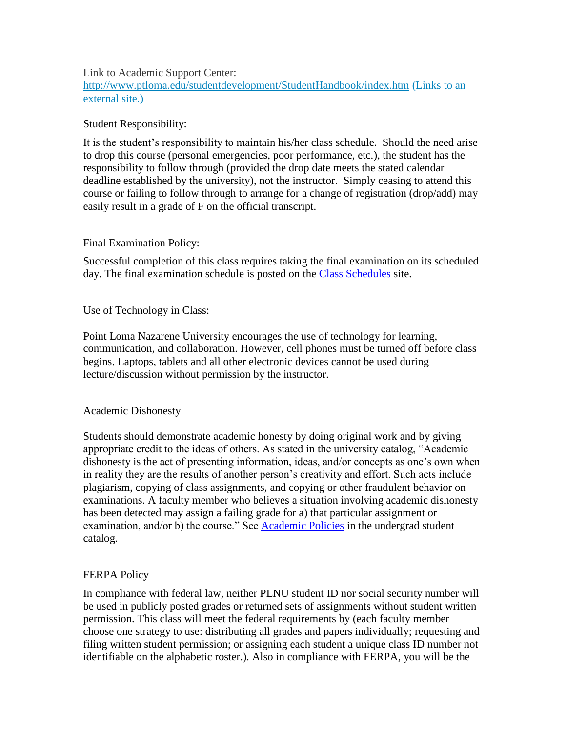Link to Academic Support Center:
[http://www.ptloma.edu/studentdevelopment/StudentHandbook/index.htm](http://www.ptloma.edu/studentdevelopment/StudentHandbook/index.htm) (Links to an external site.)

Student Responsibility:

It is the student's responsibility to maintain his/her class schedule. Should the need arise to drop this course (personal emergencies, poor performance, etc.), the student has the responsibility to follow through (provided the drop date meets the stated calendar deadline established by the university), not the instructor. Simply ceasing to attend this course or failing to follow through to arrange for a change of registration (drop/add) may easily result in a grade of F on the official transcript.

Final Examination Policy:

Successful completion of this class requires taking the final examination on its scheduled day. The final examination schedule is posted on the Class Schedules site.

Use of Technology in Class:

Point Loma Nazarene University encourages the use of technology for learning, communication, and collaboration. However, cell phones must be turned off before class begins. Laptops, tablets and all other electronic devices cannot be used during lecture/discussion without permission by the instructor.

Academic Dishonesty

Students should demonstrate academic honesty by doing original work and by giving appropriate credit to the ideas of others. As stated in the university catalog, "Academic dishonesty is the act of presenting information, ideas, and/or concepts as one's own when in reality they are the results of another person's creativity and effort. Such acts include plagiarism, copying of class assignments, and copying or other fraudulent behavior on examinations. A faculty member who believes a situation involving academic dishonesty has been detected may assign a failing grade for a) that particular assignment or examination, and/or b) the course." See Academic Policies in the undergrad student catalog.

FERPA Policy

In compliance with federal law, neither PLNU student ID nor social security number will be used in publicly posted grades or returned sets of assignments without student written permission. This class will meet the federal requirements by (each faculty member choose one strategy to use: distributing all grades and papers individually; requesting and filing written student permission; or assigning each student a unique class ID number not identifiable on the alphabetic roster.). Also in compliance with FERPA, you will be the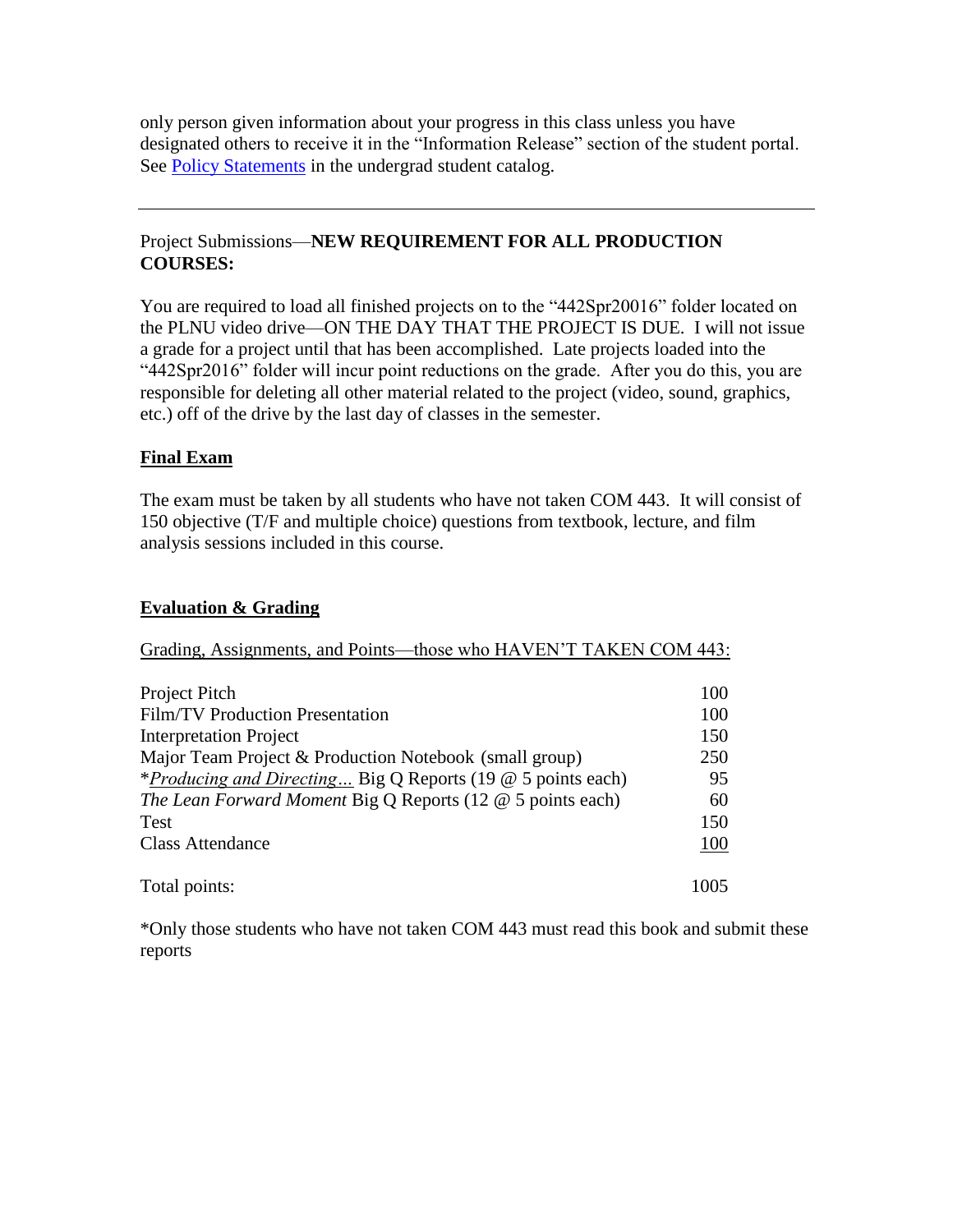only person given information about your progress in this class unless you have designated others to receive it in the "Information Release" section of the student portal. See [Policy Statements](#) in the undergrad student catalog.

---

Project Submissions—**NEW REQUIREMENT FOR ALL PRODUCTION COURSES:**

You are required to load all finished projects on to the "442Spr20016" folder located on the PLNU video drive—ON THE DAY THAT THE PROJECT IS DUE. I will not issue a grade for a project until that has been accomplished. Late projects loaded into the "442Spr2016" folder will incur point reductions on the grade. After you do this, you are responsible for deleting all other material related to the project (video, sound, graphics, etc.) off of the drive by the last day of classes in the semester.

## Final Exam

The exam must be taken by all students who have not taken COM 443. It will consist of 150 objective (T/F and multiple choice) questions from textbook, lecture, and film analysis sessions included in this course.

## Evaluation & Grading

Grading, Assignments, and Points—those who HAVEN'T TAKEN COM 443:

| Assignment | Points |
|---|---|
| Project Pitch | 100 |
| Film/TV Production Presentation | 100 |
| Interpretation Project | 150 |
| Major Team Project & Production Notebook (small group) | 250 |
| **Producing and Directing…* Big Q Reports (19 @ 5 points each) | 95 |
| *The Lean Forward Moment* Big Q Reports (12 @ 5 points each) | 60 |
| Test | 150 |
| Class Attendance | 100 |
| Total points: | 1005 |

*Only those students who have not taken COM 443 must read this book and submit these reports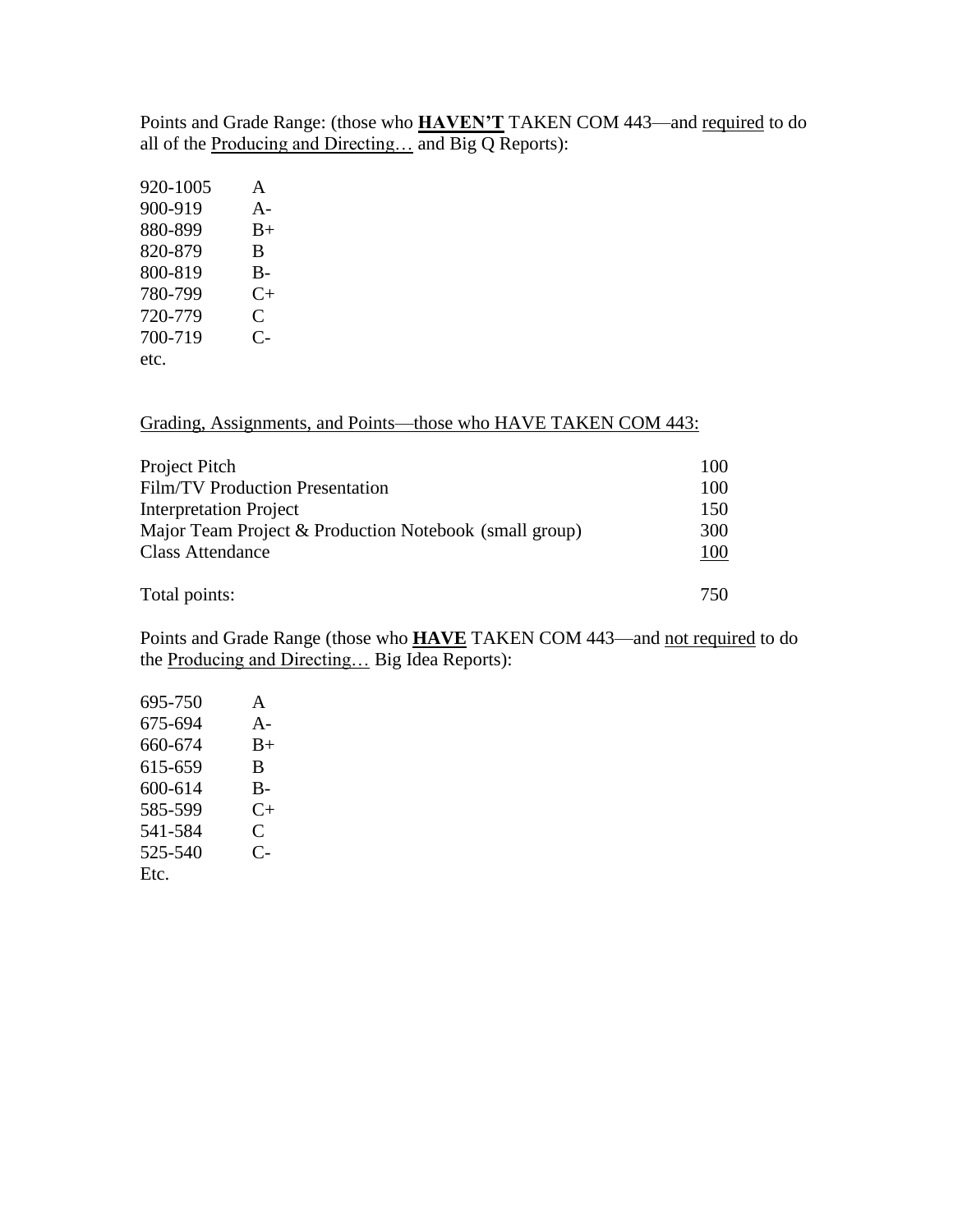Points and Grade Range: (those who **HAVEN'T** TAKEN COM 443—and required to do all of the Producing and Directing… and Big Q Reports):

| | |
|---|---|
| 920-1005 | A |
| 900-919 | A- |
| 880-899 | B+ |
| 820-879 | B |
| 800-819 | B- |
| 780-799 | C+ |
| 720-779 | C |
| 700-719 | C- |
| etc. | |

Grading, Assignments, and Points—those who HAVE TAKEN COM 443:

| | |
|---|---|
| Project Pitch | 100 |
| Film/TV Production Presentation | 100 |
| Interpretation Project | 150 |
| Major Team Project & Production Notebook (small group) | 300 |
| Class Attendance | 100 |
| Total points: | 750 |

Points and Grade Range (those who **HAVE** TAKEN COM 443—and not required to do the Producing and Directing… Big Idea Reports):

| | |
|---|---|
| 695-750 | A |
| 675-694 | A- |
| 660-674 | B+ |
| 615-659 | B |
| 600-614 | B- |
| 585-599 | C+ |
| 541-584 | C |
| 525-540 | C- |
| Etc. | |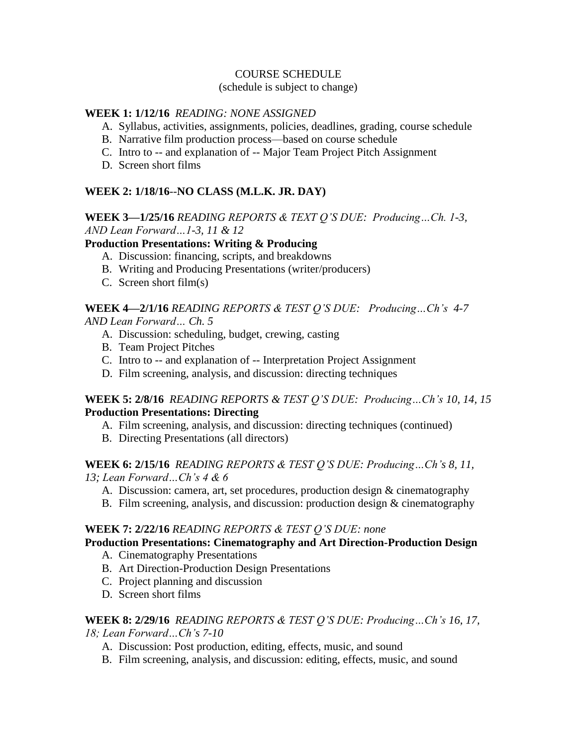COURSE SCHEDULE
(schedule is subject to change)

**WEEK 1: 1/12/16** *READING: NONE ASSIGNED*

A. Syllabus, activities, assignments, policies, deadlines, grading, course schedule
B. Narrative film production process—based on course schedule
C. Intro to -- and explanation of -- Major Team Project Pitch Assignment
D. Screen short films

**WEEK 2: 1/18/16--NO CLASS (M.L.K. JR. DAY)**

**WEEK 3—1/25/16** *READING REPORTS & TEXT Q'S DUE: Producing…Ch. 1-3, AND Lean Forward…1-3, 11 & 12*

**Production Presentations: Writing & Producing**

A. Discussion: financing, scripts, and breakdowns
B. Writing and Producing Presentations (writer/producers)
C. Screen short film(s)

**WEEK 4—2/1/16** *READING REPORTS & TEST Q'S DUE: Producing…Ch's 4-7 AND Lean Forward… Ch. 5*

A. Discussion: scheduling, budget, crewing, casting
B. Team Project Pitches
C. Intro to -- and explanation of -- Interpretation Project Assignment
D. Film screening, analysis, and discussion: directing techniques

**WEEK 5: 2/8/16** *READING REPORTS & TEST Q'S DUE: Producing…Ch's 10, 14, 15*

**Production Presentations: Directing**

A. Film screening, analysis, and discussion: directing techniques (continued)
B. Directing Presentations (all directors)

**WEEK 6: 2/15/16** *READING REPORTS & TEST Q'S DUE: Producing…Ch's 8, 11, 13; Lean Forward…Ch's 4 & 6*

A. Discussion: camera, art, set procedures, production design & cinematography
B. Film screening, analysis, and discussion: production design & cinematography

**WEEK 7: 2/22/16** *READING REPORTS & TEST Q'S DUE: none*

**Production Presentations: Cinematography and Art Direction-Production Design**

A. Cinematography Presentations
B. Art Direction-Production Design Presentations
C. Project planning and discussion
D. Screen short films

**WEEK 8: 2/29/16** *READING REPORTS & TEST Q'S DUE: Producing…Ch's 16, 17, 18; Lean Forward…Ch's 7-10*

A. Discussion: Post production, editing, effects, music, and sound
B. Film screening, analysis, and discussion: editing, effects, music, and sound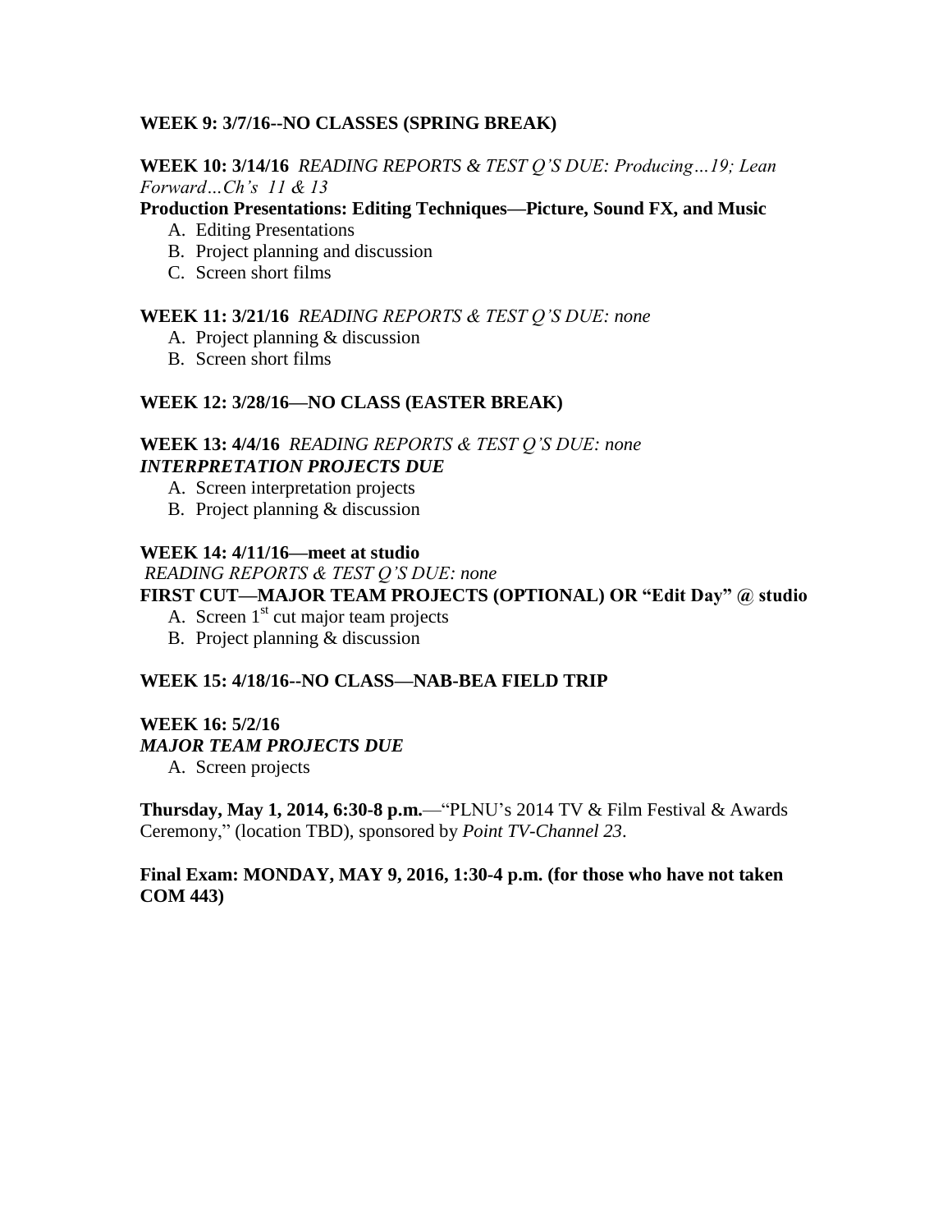**WEEK 9: 3/7/16--NO CLASSES (SPRING BREAK)**

**WEEK 10: 3/14/16** *READING REPORTS & TEST Q'S DUE: Producing…19; Lean Forward…Ch's 11 & 13*

**Production Presentations: Editing Techniques—Picture, Sound FX, and Music**

A. Editing Presentations
B. Project planning and discussion
C. Screen short films

**WEEK 11: 3/21/16** *READING REPORTS & TEST Q'S DUE: none*

A. Project planning & discussion
B. Screen short films

**WEEK 12: 3/28/16—NO CLASS (EASTER BREAK)**

**WEEK 13: 4/4/16** *READING REPORTS & TEST Q'S DUE: none*
***INTERPRETATION PROJECTS DUE***

A. Screen interpretation projects
B. Project planning & discussion

**WEEK 14: 4/11/16—meet at studio**
*READING REPORTS & TEST Q'S DUE: none*
**FIRST CUT—MAJOR TEAM PROJECTS (OPTIONAL) OR "Edit Day" @ studio**

A. Screen 1st cut major team projects
B. Project planning & discussion

**WEEK 15: 4/18/16--NO CLASS—NAB-BEA FIELD TRIP**

**WEEK 16: 5/2/16**
***MAJOR TEAM PROJECTS DUE***

A. Screen projects

**Thursday, May 1, 2014, 6:30-8 p.m.**—"PLNU's 2014 TV & Film Festival & Awards Ceremony," (location TBD), sponsored by *Point TV-Channel 23*.

**Final Exam: MONDAY, MAY 9, 2016, 1:30-4 p.m. (for those who have not taken COM 443)**